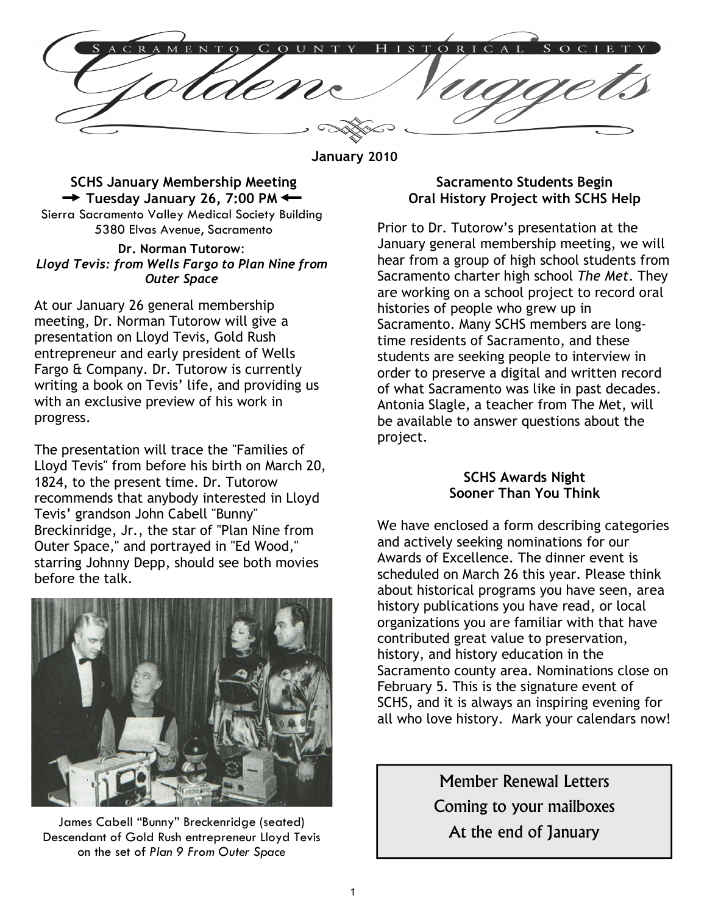# Sacramento County Historical Society — Golden Nuggets

**January 2010**

## SCHS January Membership Meeting

**→ Tuesday January 26, 7:00 PM ←**

Sierra Sacramento Valley Medical Society Building
5380 Elvas Avenue, Sacramento

**Dr. Norman Tutorow:**
***Lloyd Tevis: from Wells Fargo to Plan Nine from Outer Space***

At our January 26 general membership meeting, Dr. Norman Tutorow will give a presentation on Lloyd Tevis, Gold Rush entrepreneur and early president of Wells Fargo & Company. Dr. Tutorow is currently writing a book on Tevis' life, and providing us with an exclusive preview of his work in progress.

The presentation will trace the "Families of Lloyd Tevis" from before his birth on March 20, 1824, to the present time. Dr. Tutorow recommends that anybody interested in Lloyd Tevis' grandson John Cabell "Bunny" Breckinridge, Jr., the star of "Plan Nine from Outer Space," and portrayed in "Ed Wood," starring Johnny Depp, should see both movies before the talk.

James Cabell "Bunny" Breckenridge (seated) Descendant of Gold Rush entrepreneur Lloyd Tevis on the set of *Plan 9 From Outer Space*

## Sacramento Students Begin Oral History Project with SCHS Help

Prior to Dr. Tutorow's presentation at the January general membership meeting, we will hear from a group of high school students from Sacramento charter high school *The Met*. They are working on a school project to record oral histories of people who grew up in Sacramento. Many SCHS members are long-time residents of Sacramento, and these students are seeking people to interview in order to preserve a digital and written record of what Sacramento was like in past decades. Antonia Slagle, a teacher from The Met, will be available to answer questions about the project.

## SCHS Awards Night Sooner Than You Think

We have enclosed a form describing categories and actively seeking nominations for our Awards of Excellence. The dinner event is scheduled on March 26 this year. Please think about historical programs you have seen, area history publications you have read, or local organizations you are familiar with that have contributed great value to preservation, history, and history education in the Sacramento county area. Nominations close on February 5. This is the signature event of SCHS, and it is always an inspiring evening for all who love history. Mark your calendars now!

> Member Renewal Letters
> Coming to your mailboxes
> At the end of January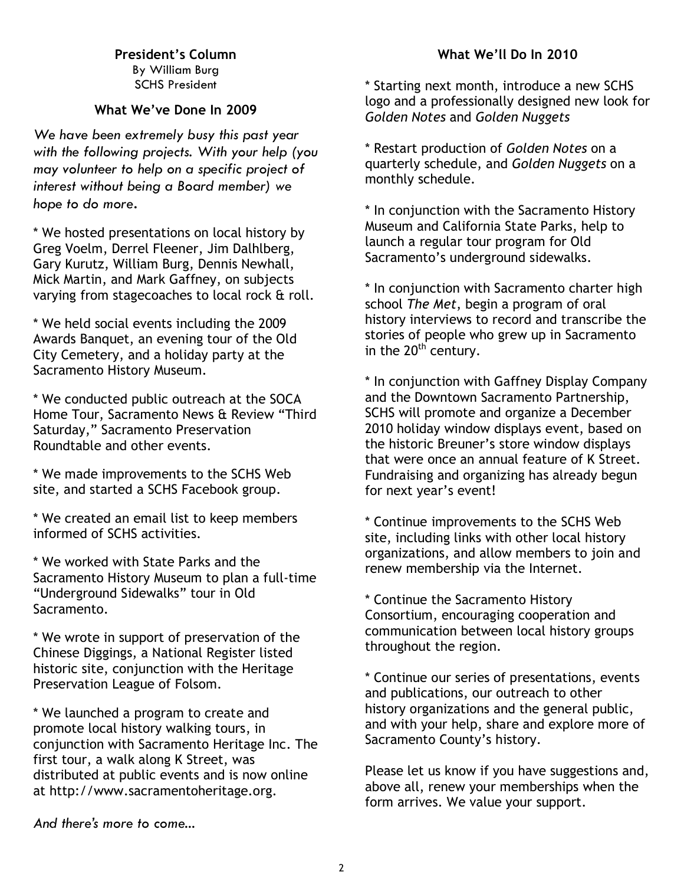## President's Column

By William Burg
SCHS President

### What We've Done In 2009

*We have been extremely busy this past year with the following projects. With your help (you may volunteer to help on a specific project of interest without being a Board member) we hope to do more.*

* We hosted presentations on local history by Greg Voelm, Derrel Fleener, Jim Dalhlberg, Gary Kurutz, William Burg, Dennis Newhall, Mick Martin, and Mark Gaffney, on subjects varying from stagecoaches to local rock & roll.

* We held social events including the 2009 Awards Banquet, an evening tour of the Old City Cemetery, and a holiday party at the Sacramento History Museum.

* We conducted public outreach at the SOCA Home Tour, Sacramento News & Review "Third Saturday," Sacramento Preservation Roundtable and other events.

* We made improvements to the SCHS Web site, and started a SCHS Facebook group.

* We created an email list to keep members informed of SCHS activities.

* We worked with State Parks and the Sacramento History Museum to plan a full-time "Underground Sidewalks" tour in Old Sacramento.

* We wrote in support of preservation of the Chinese Diggings, a National Register listed historic site, conjunction with the Heritage Preservation League of Folsom.

* We launched a program to create and promote local history walking tours, in conjunction with Sacramento Heritage Inc. The first tour, a walk along K Street, was distributed at public events and is now online at http://www.sacramentoheritage.org.

*And there's more to come…*

### What We'll Do In 2010

* Starting next month, introduce a new SCHS logo and a professionally designed new look for *Golden Notes* and *Golden Nuggets*

* Restart production of *Golden Notes* on a quarterly schedule, and *Golden Nuggets* on a monthly schedule.

* In conjunction with the Sacramento History Museum and California State Parks, help to launch a regular tour program for Old Sacramento's underground sidewalks.

* In conjunction with Sacramento charter high school *The Met*, begin a program of oral history interviews to record and transcribe the stories of people who grew up in Sacramento in the 20th century.

* In conjunction with Gaffney Display Company and the Downtown Sacramento Partnership, SCHS will promote and organize a December 2010 holiday window displays event, based on the historic Breuner's store window displays that were once an annual feature of K Street. Fundraising and organizing has already begun for next year's event!

* Continue improvements to the SCHS Web site, including links with other local history organizations, and allow members to join and renew membership via the Internet.

* Continue the Sacramento History Consortium, encouraging cooperation and communication between local history groups throughout the region.

* Continue our series of presentations, events and publications, our outreach to other history organizations and the general public, and with your help, share and explore more of Sacramento County's history.

Please let us know if you have suggestions and, above all, renew your memberships when the form arrives. We value your support.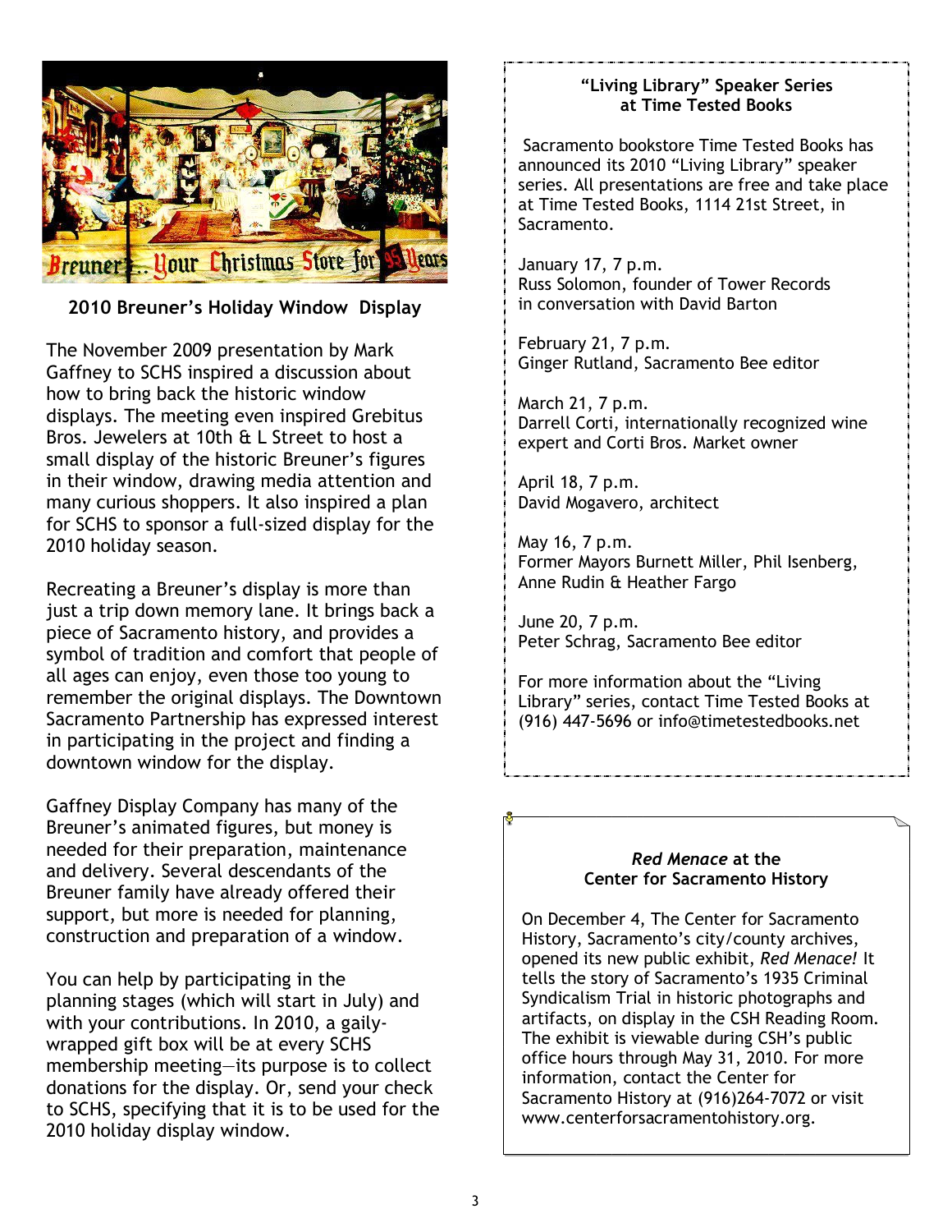Breuner's... Your Christmas Store for 95 Years

**2010 Breuner's Holiday Window Display**

The November 2009 presentation by Mark Gaffney to SCHS inspired a discussion about how to bring back the historic window displays. The meeting even inspired Grebitus Bros. Jewelers at 10th & L Street to host a small display of the historic Breuner's figures in their window, drawing media attention and many curious shoppers. It also inspired a plan for SCHS to sponsor a full-sized display for the 2010 holiday season.

Recreating a Breuner's display is more than just a trip down memory lane. It brings back a piece of Sacramento history, and provides a symbol of tradition and comfort that people of all ages can enjoy, even those too young to remember the original displays. The Downtown Sacramento Partnership has expressed interest in participating in the project and finding a downtown window for the display.

Gaffney Display Company has many of the Breuner's animated figures, but money is needed for their preparation, maintenance and delivery. Several descendants of the Breuner family have already offered their support, but more is needed for planning, construction and preparation of a window.

You can help by participating in the planning stages (which will start in July) and with your contributions. In 2010, a gaily-wrapped gift box will be at every SCHS membership meeting—its purpose is to collect donations for the display. Or, send your check to SCHS, specifying that it is to be used for the 2010 holiday display window.

**"Living Library" Speaker Series at Time Tested Books**

Sacramento bookstore Time Tested Books has announced its 2010 "Living Library" speaker series. All presentations are free and take place at Time Tested Books, 1114 21st Street, in Sacramento.

January 17, 7 p.m.
Russ Solomon, founder of Tower Records in conversation with David Barton

February 21, 7 p.m.
Ginger Rutland, Sacramento Bee editor

March 21, 7 p.m.
Darrell Corti, internationally recognized wine expert and Corti Bros. Market owner

April 18, 7 p.m.
David Mogavero, architect

May 16, 7 p.m.
Former Mayors Burnett Miller, Phil Isenberg, Anne Rudin & Heather Fargo

June 20, 7 p.m.
Peter Schrag, Sacramento Bee editor

For more information about the "Living Library" series, contact Time Tested Books at (916) 447-5696 or info@timetestedbooks.net

***Red Menace* at the Center for Sacramento History**

On December 4, The Center for Sacramento History, Sacramento's city/county archives, opened its new public exhibit, *Red Menace!* It tells the story of Sacramento's 1935 Criminal Syndicalism Trial in historic photographs and artifacts, on display in the CSH Reading Room. The exhibit is viewable during CSH's public office hours through May 31, 2010. For more information, contact the Center for Sacramento History at (916)264-7072 or visit www.centerforsacramentohistory.org.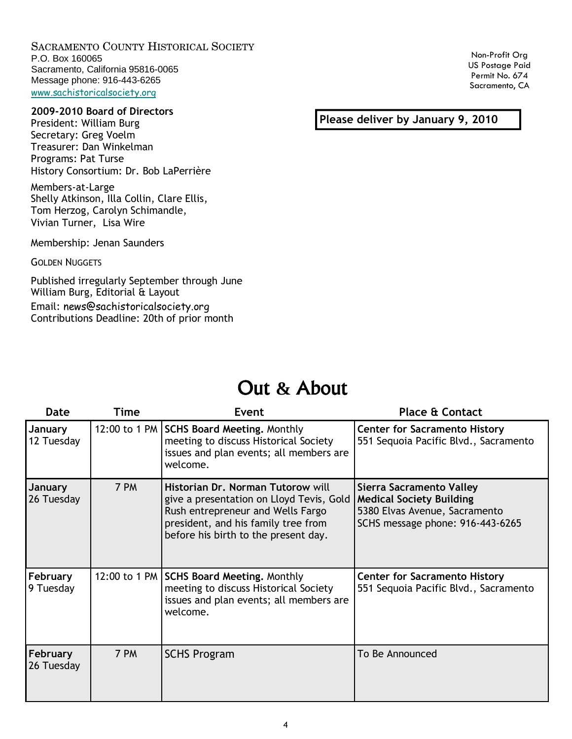Sacramento County Historical Society
P.O. Box 160065
Sacramento, California 95816-0065
Message phone: 916-443-6265
www.sachistoricalsociety.org

Non-Profit Org
US Postage Paid
Permit No. 674
Sacramento, CA

**Please deliver by January 9, 2010**

**2009-2010 Board of Directors**
President: William Burg
Secretary: Greg Voelm
Treasurer: Dan Winkelman
Programs: Pat Turse
History Consortium: Dr. Bob LaPerrière

Members-at-Large
Shelly Atkinson, Illa Collin, Clare Ellis,
Tom Herzog, Carolyn Schimandle,
Vivian Turner, Lisa Wire

Membership: Jenan Saunders

Golden Nuggets

Published irregularly September through June
William Burg, Editorial & Layout
Email: news@sachistoricalsociety.org
Contributions Deadline: 20th of prior month

# Out & About

| Date | Time | Event | Place & Contact |
|---|---|---|---|
| **January** 12 Tuesday | 12:00 to 1 PM | **SCHS Board Meeting.** Monthly meeting to discuss Historical Society issues and plan events; all members are welcome. | **Center for Sacramento History** 551 Sequoia Pacific Blvd., Sacramento |
| **January** 26 Tuesday | 7 PM | **Historian Dr. Norman Tutorow** will give a presentation on Lloyd Tevis, Gold Rush entrepreneur and Wells Fargo president, and his family tree from before his birth to the present day. | **Sierra Sacramento Valley Medical Society Building** 5380 Elvas Avenue, Sacramento SCHS message phone: 916-443-6265 |
| **February** 9 Tuesday | 12:00 to 1 PM | **SCHS Board Meeting.** Monthly meeting to discuss Historical Society issues and plan events; all members are welcome. | **Center for Sacramento History** 551 Sequoia Pacific Blvd., Sacramento |
| **February** 26 Tuesday | 7 PM | SCHS Program | To Be Announced |